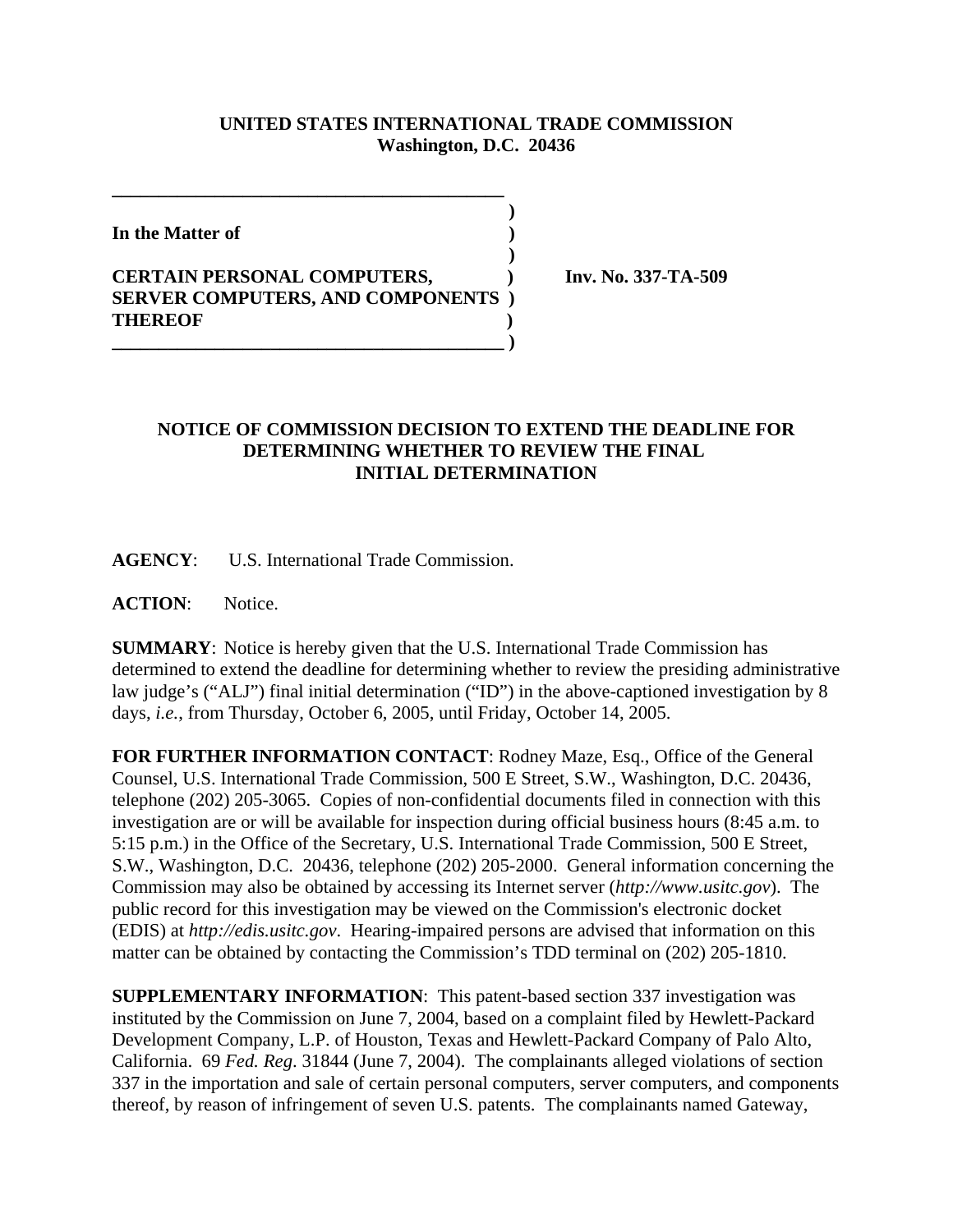**UNITED STATES INTERNATIONAL TRADE COMMISSION**
**Washington, D.C. 20436**

**In the Matter of**

**CERTAIN PERSONAL COMPUTERS, SERVER COMPUTERS, AND COMPONENTS THEREOF**

**Inv. No. 337-TA-509**

## NOTICE OF COMMISSION DECISION TO EXTEND THE DEADLINE FOR DETERMINING WHETHER TO REVIEW THE FINAL INITIAL DETERMINATION

**AGENCY**: U.S. International Trade Commission.

**ACTION**: Notice.

**SUMMARY**: Notice is hereby given that the U.S. International Trade Commission has determined to extend the deadline for determining whether to review the presiding administrative law judge's ("ALJ") final initial determination ("ID") in the above-captioned investigation by 8 days, *i.e.*, from Thursday, October 6, 2005, until Friday, October 14, 2005.

**FOR FURTHER INFORMATION CONTACT**: Rodney Maze, Esq., Office of the General Counsel, U.S. International Trade Commission, 500 E Street, S.W., Washington, D.C. 20436, telephone (202) 205-3065. Copies of non-confidential documents filed in connection with this investigation are or will be available for inspection during official business hours (8:45 a.m. to 5:15 p.m.) in the Office of the Secretary, U.S. International Trade Commission, 500 E Street, S.W., Washington, D.C. 20436, telephone (202) 205-2000. General information concerning the Commission may also be obtained by accessing its Internet server (*http://www.usitc.gov*). The public record for this investigation may be viewed on the Commission's electronic docket (EDIS) at *http://edis.usitc.gov*. Hearing-impaired persons are advised that information on this matter can be obtained by contacting the Commission's TDD terminal on (202) 205-1810.

**SUPPLEMENTARY INFORMATION**: This patent-based section 337 investigation was instituted by the Commission on June 7, 2004, based on a complaint filed by Hewlett-Packard Development Company, L.P. of Houston, Texas and Hewlett-Packard Company of Palo Alto, California. 69 *Fed. Reg*. 31844 (June 7, 2004). The complainants alleged violations of section 337 in the importation and sale of certain personal computers, server computers, and components thereof, by reason of infringement of seven U.S. patents. The complainants named Gateway,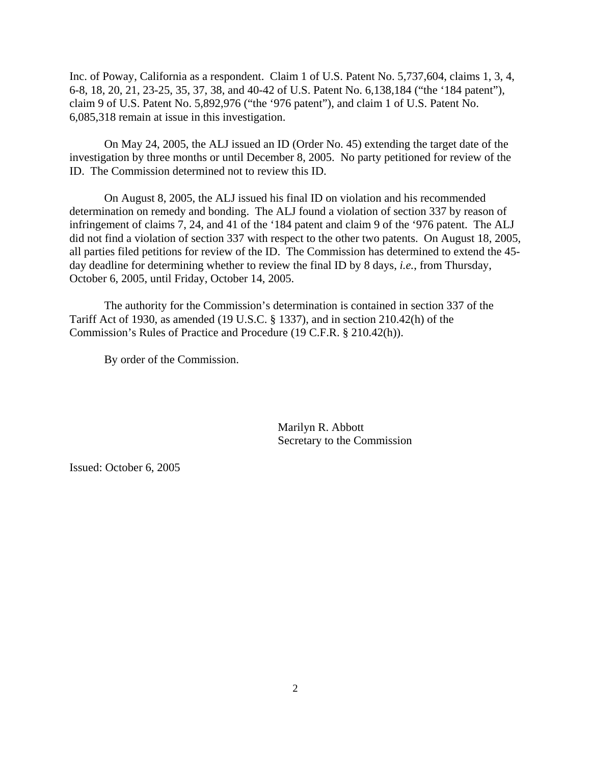Inc. of Poway, California as a respondent. Claim 1 of U.S. Patent No. 5,737,604, claims 1, 3, 4, 6-8, 18, 20, 21, 23-25, 35, 37, 38, and 40-42 of U.S. Patent No. 6,138,184 ("the '184 patent"), claim 9 of U.S. Patent No. 5,892,976 ("the '976 patent"), and claim 1 of U.S. Patent No. 6,085,318 remain at issue in this investigation.

On May 24, 2005, the ALJ issued an ID (Order No. 45) extending the target date of the investigation by three months or until December 8, 2005. No party petitioned for review of the ID. The Commission determined not to review this ID.

On August 8, 2005, the ALJ issued his final ID on violation and his recommended determination on remedy and bonding. The ALJ found a violation of section 337 by reason of infringement of claims 7, 24, and 41 of the '184 patent and claim 9 of the '976 patent. The ALJ did not find a violation of section 337 with respect to the other two patents. On August 18, 2005, all parties filed petitions for review of the ID. The Commission has determined to extend the 45-day deadline for determining whether to review the final ID by 8 days, *i.e.*, from Thursday, October 6, 2005, until Friday, October 14, 2005.

The authority for the Commission's determination is contained in section 337 of the Tariff Act of 1930, as amended (19 U.S.C. § 1337), and in section 210.42(h) of the Commission's Rules of Practice and Procedure (19 C.F.R. § 210.42(h)).

By order of the Commission.

Marilyn R. Abbott
Secretary to the Commission

Issued: October 6, 2005